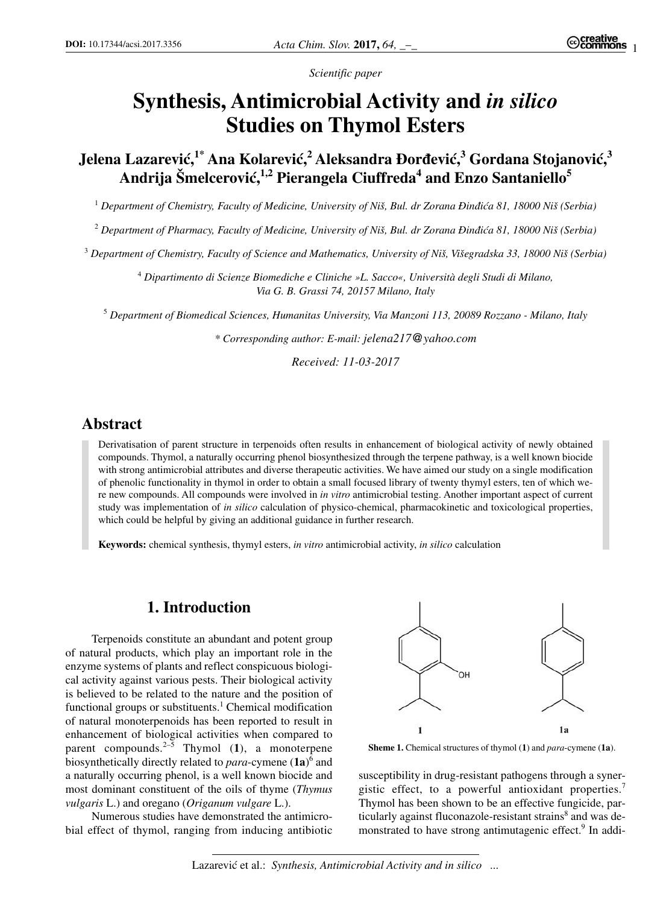*Scientific paper*

# Synthesis, Antimicrobial Activity and *in silico* Studies on Thymol Esters

**Jelena Lazarević,[1*] Ana Kolarević,[2] Aleksandra Đorđević,[3] Gordana Stojanović,[3] Andrija Šmelcerović,[1,2] Pierangela Ciuffreda[4] and Enzo Santaniello[5]**

[1] *Department of Chemistry, Faculty of Medicine, University of Niš, Bul. dr Zorana Đinđića 81, 18000 Niš (Serbia)*

[2] *Department of Pharmacy, Faculty of Medicine, University of Niš, Bul. dr Zorana Đinđića 81, 18000 Niš (Serbia)*

[3] *Department of Chemistry, Faculty of Science and Mathematics, University of Niš, Višegradska 33, 18000 Niš (Serbia)*

[4] *Dipartimento di Scienze Biomediche e Cliniche »L. Sacco«, Università degli Studi di Milano, Via G. B. Grassi 74, 20157 Milano, Italy*

[5] *Department of Biomedical Sciences, Humanitas University, Via Manzoni 113, 20089 Rozzano - Milano, Italy*

\* *Corresponding author: E-mail: jelena217@yahoo.com*

*Received: 11-03-2017*

## Abstract

Derivatisation of parent structure in terpenoids often results in enhancement of biological activity of newly obtained compounds. Thymol, a naturally occurring phenol biosynthesized through the terpene pathway, is a well known biocide with strong antimicrobial attributes and diverse therapeutic activities. We have aimed our study on a single modification of phenolic functionality in thymol in order to obtain a small focused library of twenty thymyl esters, ten of which were new compounds. All compounds were involved in *in vitro* antimicrobial testing. Another important aspect of current study was implementation of *in silico* calculation of physico-chemical, pharmacokinetic and toxicological properties, which could be helpful by giving an additional guidance in further research.

**Keywords:** chemical synthesis, thymyl esters, *in vitro* antimicrobial activity, *in silico* calculation

## 1. Introduction

Terpenoids constitute an abundant and potent group of natural products, which play an important role in the enzyme systems of plants and reflect conspicuous biological activity against various pests. Their biological activity is believed to be related to the nature and the position of functional groups or substituents.[1] Chemical modification of natural monoterpenoids has been reported to result in enhancement of biological activities when compared to parent compounds.[2–5] Thymol (**1**), a monoterpene biosynthetically directly related to *para*-cymene (**1a**)[6] and a naturally occurring phenol, is a well known biocide and most dominant constituent of the oils of thyme (*Thymus vulgaris* L.) and oregano (*Origanum vulgare* L.).

**Sheme 1.** Chemical structures of thymol (**1**) and *para*-cymene (**1a**).

Numerous studies have demonstrated the antimicrobial effect of thymol, ranging from inducing antibiotic susceptibility in drug-resistant pathogens through a synergistic effect, to a powerful antioxidant properties.[7] Thymol has been shown to be an effective fungicide, particularly against fluconazole-resistant strains[8] and was demonstrated to have strong antimutagenic effect.[9] In addi-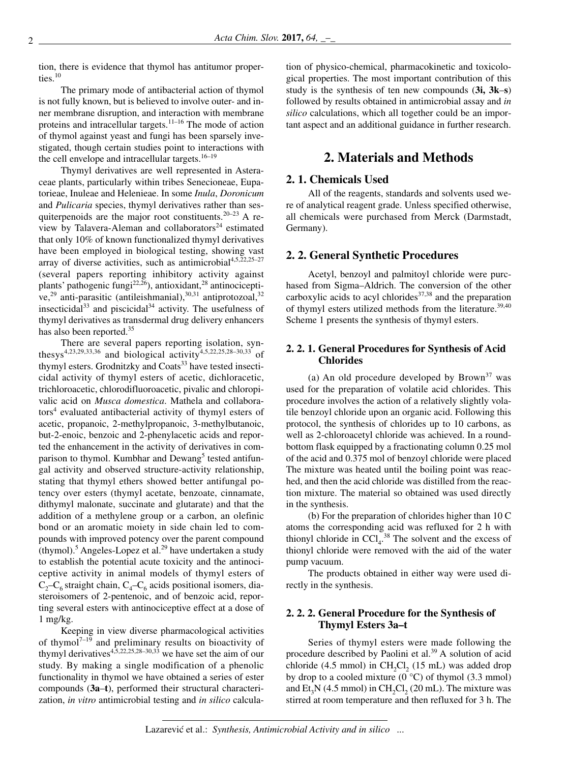tion, there is evidence that thymol has antitumor properties.[10]

The primary mode of antibacterial action of thymol is not fully known, but is believed to involve outer- and inner membrane disruption, and interaction with membrane proteins and intracellular targets.[11–16] The mode of action of thymol against yeast and fungi has been sparsely investigated, though certain studies point to interactions with the cell envelope and intracellular targets.[16–19]

Thymyl derivatives are well represented in Asteraceae plants, particularly within tribes Senecioneae, Eupatorieae, Inuleae and Helenieae. In some *Inula*, *Doronicum* and *Pulicaria* species, thymyl derivatives rather than sesquiterpenoids are the major root constituents.[20–23] A review by Talavera-Aleman and collaborators[24] estimated that only 10% of known functionalized thymyl derivatives have been employed in biological testing, showing vast array of diverse activities, such as antimicrobial[4,5,22,25–27] (several papers reporting inhibitory activity against plants' pathogenic fungi[22,26]), antioxidant,[28] antinociceptive,[29] anti-parasitic (antileishmanial),[30,31] antiprotozoal,[32] insecticidal[33] and piscicidal[34] activity. The usefulness of thymyl derivatives as transdermal drug delivery enhancers has also been reported.[35]

There are several papers reporting isolation, synthesys[4,23,29,33,36] and biological activity[4,5,22,25,28–30,33] of thymyl esters. Grodnitzky and Coats[33] have tested insecticidal activity of thymyl esters of acetic, dichloracetic, trichloroacetic, chlorodifluoroacetic, pivalic and chloropivalic acid on *Musca domestica*. Mathela and collaborators[4] evaluated antibacterial activity of thymyl esters of acetic, propanoic, 2-methylpropanoic, 3-methylbutanoic, but-2-enoic, benzoic and 2-phenylacetic acids and reported the enhancement in the activity of derivatives in comparison to thymol. Kumbhar and Dewang[5] tested antifungal activity and observed structure-activity relationship, stating that thymyl ethers showed better antifungal potency over esters (thymyl acetate, benzoate, cinnamate, dithymyl malonate, succinate and glutarate) and that the addition of a methylene group or a carbon, an olefinic bond or an aromatic moiety in side chain led to compounds with improved potency over the parent compound (thymol).[5] Angeles-Lopez et al.[29] have undertaken a study to establish the potential acute toxicity and the antinociceptive activity in animal models of thymyl esters of $C_2$–$C_6$ straight chain, $C_4$–$C_6$ acids positional isomers, diastereoisomers of 2-pentenoic, and of benzoic acid, reporting several esters with antinociceptive effect at a dose of 1 mg/kg.

Keeping in view diverse pharmacological activities of thymol[7–19] and preliminary results on bioactivity of thymyl derivatives[4,5,22,25,28–30,33] we have set the aim of our study. By making a single modification of a phenolic functionality in thymol we have obtained a series of ester compounds (**3a**–**t**), performed their structural characterization, *in vitro* antimicrobial testing and *in silico* calculation of physico-chemical, pharmacokinetic and toxicological properties. The most important contribution of this study is the synthesis of ten new compounds (**3i, 3k**–**s**) followed by results obtained in antimicrobial assay and *in silico* calculations, which all together could be an important aspect and an additional guidance in further research.

# 2. Materials and Methods

## 2. 1. Chemicals Used

All of the reagents, standards and solvents used were of analytical reagent grade. Unless specified otherwise, all chemicals were purchased from Merck (Darmstadt, Germany).

## 2. 2. General Synthetic Procedures

Acetyl, benzoyl and palmitoyl chloride were purchased from Sigma–Aldrich. The conversion of the other carboxylic acids to acyl chlorides[37,38] and the preparation of thymyl esters utilized methods from the literature.[39,40] Scheme 1 presents the synthesis of thymyl esters.

### 2. 2. 1. General Procedures for Synthesis of Acid Chlorides

(a) An old procedure developed by Brown[37] was used for the preparation of volatile acid chlorides. This procedure involves the action of a relatively slightly volatile benzoyl chloride upon an organic acid. Following this protocol, the synthesis of chlorides up to 10 carbons, as well as 2-chloroacetyl chloride was achieved. In a round-bottom flask equipped by a fractionating column 0.25 mol of the acid and 0.375 mol of benzoyl chloride were placed The mixture was heated until the boiling point was reached, and then the acid chloride was distilled from the reaction mixture. The material so obtained was used directly in the synthesis.

(b) For the preparation of chlorides higher than 10 C atoms the corresponding acid was refluxed for 2 h with thionyl chloride in $CCl_4$.[38] The solvent and the excess of thionyl chloride were removed with the aid of the water pump vacuum.

The products obtained in either way were used directly in the synthesis.

### 2. 2. 2. General Procedure for the Synthesis of Thymyl Esters 3a–t

Series of thymyl esters were made following the procedure described by Paolini et al.[39] A solution of acid chloride (4.5 mmol) in $CH_2Cl_2$ (15 mL) was added drop by drop to a cooled mixture (0 °C) of thymol (3.3 mmol) and $Et_3N$ (4.5 mmol) in $CH_2Cl_2$ (20 mL). The mixture was stirred at room temperature and then refluxed for 3 h. The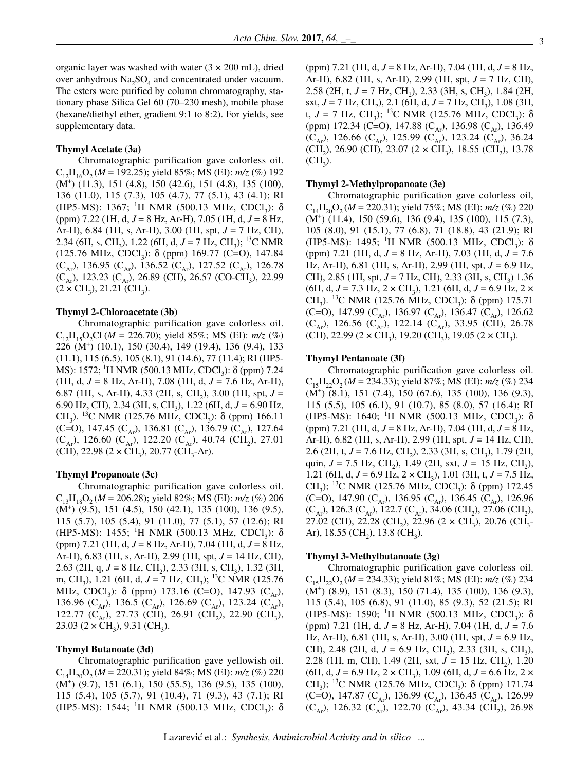organic layer was washed with water (3 × 200 mL), dried over anhydrous $Na_2SO_4$ and concentrated under vacuum. The esters were purified by column chromatography, stationary phase Silica Gel 60 (70–230 mesh), mobile phase (hexane/diethyl ether, gradient 9:1 to 8:2). For yields, see supplementary data.

### Thymyl Acetate (3a)

Chromatographic purification gave colorless oil. $C_{12}H_{16}O_2$ (*M* = 192.25); yield 85%; MS (EI): *m/z* (%) 192 ($M^+$) (11.3), 151 (4.8), 150 (42.6), 151 (4.8), 135 (100), 136 (11.0), 115 (7.3), 105 (4.7), 77 (5.1), 43 (4.1); RI (HP5-MS): 1367; $^1$H NMR (500.13 MHz, $CDCl_3$): δ (ppm) 7.22 (1H, d, *J* = 8 Hz, Ar-H), 7.05 (1H, d, *J* = 8 Hz, Ar-H), 6.84 (1H, s, Ar-H), 3.00 (1H, spt, *J* = 7 Hz, CH), 2.34 (6H, s, $CH_3$), 1.22 (6H, d, *J* = 7 Hz, $CH_3$); $^{13}$C NMR (125.76 MHz, $CDCl_3$): δ (ppm) 169.77 (C=O), 147.84 ($C_{Ar}$), 136.95 ($C_{Ar}$), 136.52 ($C_{Ar}$), 127.52 ($C_{Ar}$), 126.78 ($C_{Ar}$), 123.23 ($C_{Ar}$), 26.89 (CH), 26.57 (CO-$CH_3$), 22.99 (2 × $CH_3$), 21.21 ($CH_3$).

### Thymyl 2-Chloroacetate (3b)

Chromatographic purification gave colorless oil. $C_{12}H_{15}O_2Cl$ (*M* = 226.70); yield 85%; MS (EI): *m/z* (%) 226 ($M^+$) (10.1), 150 (30.4), 149 (19.4), 136 (9.4), 133 (11.1), 115 (6.5), 105 (8.1), 91 (14.6), 77 (11.4); RI (HP5-MS): 1572; $^1$H NMR (500.13 MHz, $CDCl_3$): δ (ppm) 7.24 (1H, d, *J* = 8 Hz, Ar-H), 7.08 (1H, d, *J* = 7.6 Hz, Ar-H), 6.87 (1H, s, Ar-H), 4.33 (2H, s, $CH_2$), 3.00 (1H, spt, *J* = 6.90 Hz, CH), 2.34 (3H, s, $CH_3$), 1.22 (6H, d, *J* = 6.90 Hz, $CH_3$). $^{13}$C NMR (125.76 MHz, $CDCl_3$): δ (ppm) 166.11 (C=O), 147.45 ($C_{Ar}$), 136.81 ($C_{Ar}$), 136.79 ($C_{Ar}$), 127.64 ($C_{Ar}$), 126.60 ($C_{Ar}$), 122.20 ($C_{Ar}$), 40.74 ($CH_2$), 27.01 (CH), 22.98 (2 × $CH_3$), 20.77 ($CH_3$-Ar).

### Thymyl Propanoate (3c)

Chromatographic purification gave colorless oil. $C_{13}H_{18}O_2$ (*M* = 206.28); yield 82%; MS (EI): *m/z* (%) 206 ($M^+$) (9.5), 151 (4.5), 150 (42.1), 135 (100), 136 (9.5), 115 (5.7), 105 (5.4), 91 (11.0), 77 (5.1), 57 (12.6); RI (HP5-MS): 1455; $^1$H NMR (500.13 MHz, $CDCl_3$): δ (ppm) 7.21 (1H, d, *J* = 8 Hz, Ar-H), 7.04 (1H, d, *J* = 8 Hz, Ar-H), 6.83 (1H, s, Ar-H), 2.99 (1H, spt, *J* = 14 Hz, CH), 2.63 (2H, q, *J* = 8 Hz, $CH_2$), 2.33 (3H, s, $CH_3$), 1.32 (3H, m, $CH_3$), 1.21 (6H, d, *J* = 7 Hz, $CH_3$); $^{13}$C NMR (125.76 MHz, $CDCl_3$): δ (ppm) 173.16 (C=O), 147.93 ($C_{Ar}$), 136.96 ($C_{Ar}$), 136.5 ($C_{Ar}$), 126.69 ($C_{Ar}$), 123.24 ($C_{Ar}$), 122.77 ($C_{Ar}$), 27.73 (CH), 26.91 ($CH_2$), 22.90 ($CH_3$), 23.03 (2 × $CH_3$), 9.31 ($CH_3$).

### Thymyl Butanoate (3d)

Chromatographic purification gave yellowish oil. $C_{14}H_{20}O_2$ (*M* = 220.31); yield 84%; MS (EI): *m/z* (%) 220 ($M^+$) (9.7), 151 (6.1), 150 (55.5), 136 (9.5), 135 (100), 115 (5.4), 105 (5.7), 91 (10.4), 71 (9.3), 43 (7.1); RI (HP5-MS): 1544; $^1$H NMR (500.13 MHz, $CDCl_3$): δ (ppm) 7.21 (1H, d, *J* = 8 Hz, Ar-H), 7.04 (1H, d, *J* = 8 Hz, Ar-H), 6.82 (1H, s, Ar-H), 2.99 (1H, spt, *J* = 7 Hz, CH), 2.58 (2H, t, *J* = 7 Hz, $CH_2$), 2.33 (3H, s, $CH_3$), 1.84 (2H, sxt, *J* = 7 Hz, $CH_2$), 2.1 (6H, d, *J* = 7 Hz, $CH_3$), 1.08 (3H, t, *J* = 7 Hz, $CH_3$); $^{13}$C NMR (125.76 MHz, $CDCl_3$): δ (ppm) 172.34 (C=O), 147.88 ($C_{Ar}$), 136.98 ($C_{Ar}$), 136.49 ($C_{Ar}$), 126.66 ($C_{Ar}$), 125.99 ($C_{Ar}$), 123.24 ($C_{Ar}$), 36.24 ($CH_2$), 26.90 (CH), 23.07 (2 × $CH_3$), 18.55 ($CH_2$), 13.78 ($CH_3$).

### Thymyl 2-Methylpropanoate (3e)

Chromatographic purification gave colorless oil, $C_{14}H_{20}O_2$ (*M* = 220.31); yield 75%; MS (EI): *m/z* (%) 220 ($M^+$) (11.4), 150 (59.6), 136 (9.4), 135 (100), 115 (7.3), 105 (8.0), 91 (15.1), 77 (6.8), 71 (18.8), 43 (21.9); RI (HP5-MS): 1495; $^1$H NMR (500.13 MHz, $CDCl_3$): δ (ppm) 7.21 (1H, d, *J* = 8 Hz, Ar-H), 7.03 (1H, d, *J* = 7.6 Hz, Ar-H), 6.81 (1H, s, Ar-H), 2.99 (1H, spt, *J* = 6.9 Hz, CH), 2.85 (1H, spt, *J* = 7 Hz, CH), 2.33 (3H, s, $CH_3$) 1.36 (6H, d, *J* = 7.3 Hz, 2 × $CH_3$), 1.21 (6H, d, *J* = 6.9 Hz, 2 × $CH_3$). $^{13}$C NMR (125.76 MHz, $CDCl_3$): δ (ppm) 175.71 (C=O), 147.99 ($C_{Ar}$), 136.97 ($C_{Ar}$), 136.47 ($C_{Ar}$), 126.62 ($C_{Ar}$), 126.56 ($C_{Ar}$), 122.14 ($C_{Ar}$), 33.95 (CH), 26.78 (CH), 22.99 (2 × $CH_3$), 19.20 ($CH_3$), 19.05 (2 × $CH_3$).

### Thymyl Pentanoate (3f)

Chromatographic purification gave colorless oil. $C_{15}H_{22}O_2$ (*M* = 234.33); yield 87%; MS (EI): *m/z* (%) 234 ($M^+$) (8.1), 151 (7.4), 150 (67.6), 135 (100), 136 (9.3), 115 (5.5), 105 (6.1), 91 (10.7), 85 (8.0), 57 (16.4); RI (HP5-MS): 1640; $^1$H NMR (500.13 MHz, $CDCl_3$): δ (ppm) 7.21 (1H, d, *J* = 8 Hz, Ar-H), 7.04 (1H, d, *J* = 8 Hz, Ar-H), 6.82 (1H, s, Ar-H), 2.99 (1H, spt, *J* = 14 Hz, CH), 2.6 (2H, t, *J* = 7.6 Hz, $CH_2$), 2.33 (3H, s, $CH_3$), 1.79 (2H, quin, *J* = 7.5 Hz, $CH_2$), 1.49 (2H, sxt, *J* = 15 Hz, $CH_2$), 1.21 (6H, d, *J* = 6.9 Hz, 2 × $CH_3$), 1.01 (3H, t, *J* = 7.5 Hz, $CH_3$); $^{13}$C NMR (125.76 MHz, $CDCl_3$): δ (ppm) 172.45 (C=O), 147.90 ($C_{Ar}$), 136.95 ($C_{Ar}$), 136.45 ($C_{Ar}$), 126.96 ($C_{Ar}$), 126.3 ($C_{Ar}$), 122.7 ($C_{Ar}$), 34.06 ($CH_2$), 27.06 ($CH_2$), 27.02 (CH), 22.28 ($CH_2$), 22.96 (2 × $CH_3$), 20.76 ($CH_3$-Ar), 18.55 ($CH_2$), 13.8 ($CH_3$).

### Thymyl 3-Methylbutanoate (3g)

Chromatographic purification gave colorless oil. $C_{15}H_{22}O_2$ (*M* = 234.33); yield 81%; MS (EI): *m/z* (%) 234 ($M^+$) (8.9), 151 (8.3), 150 (71.4), 135 (100), 136 (9.3), 115 (5.4), 105 (6.8), 91 (11.0), 85 (9.3), 52 (21.5); RI (HP5-MS): 1590; $^1$H NMR (500.13 MHz, $CDCl_3$): δ (ppm) 7.21 (1H, d, *J* = 8 Hz, Ar-H), 7.04 (1H, d, *J* = 7.6 Hz, Ar-H), 6.81 (1H, s, Ar-H), 3.00 (1H, spt, *J* = 6.9 Hz, CH), 2.48 (2H, d, *J* = 6.9 Hz, $CH_2$), 2.33 (3H, s, $CH_3$), 2.28 (1H, m, CH), 1.49 (2H, sxt, *J* = 15 Hz, $CH_2$), 1.20 (6H, d, *J* = 6.9 Hz, 2 × $CH_3$), 1.09 (6H, d, *J* = 6.6 Hz, 2 × $CH_3$); $^{13}$C NMR (125.76 MHz, $CDCl_3$): δ (ppm) 171.74 (C=O), 147.87 ($C_{Ar}$), 136.99 ($C_{Ar}$), 136.45 ($C_{Ar}$), 126.99 ($C_{Ar}$), 126.32 ($C_{Ar}$), 122.70 ($C_{Ar}$), 43.34 ($CH_2$), 26.98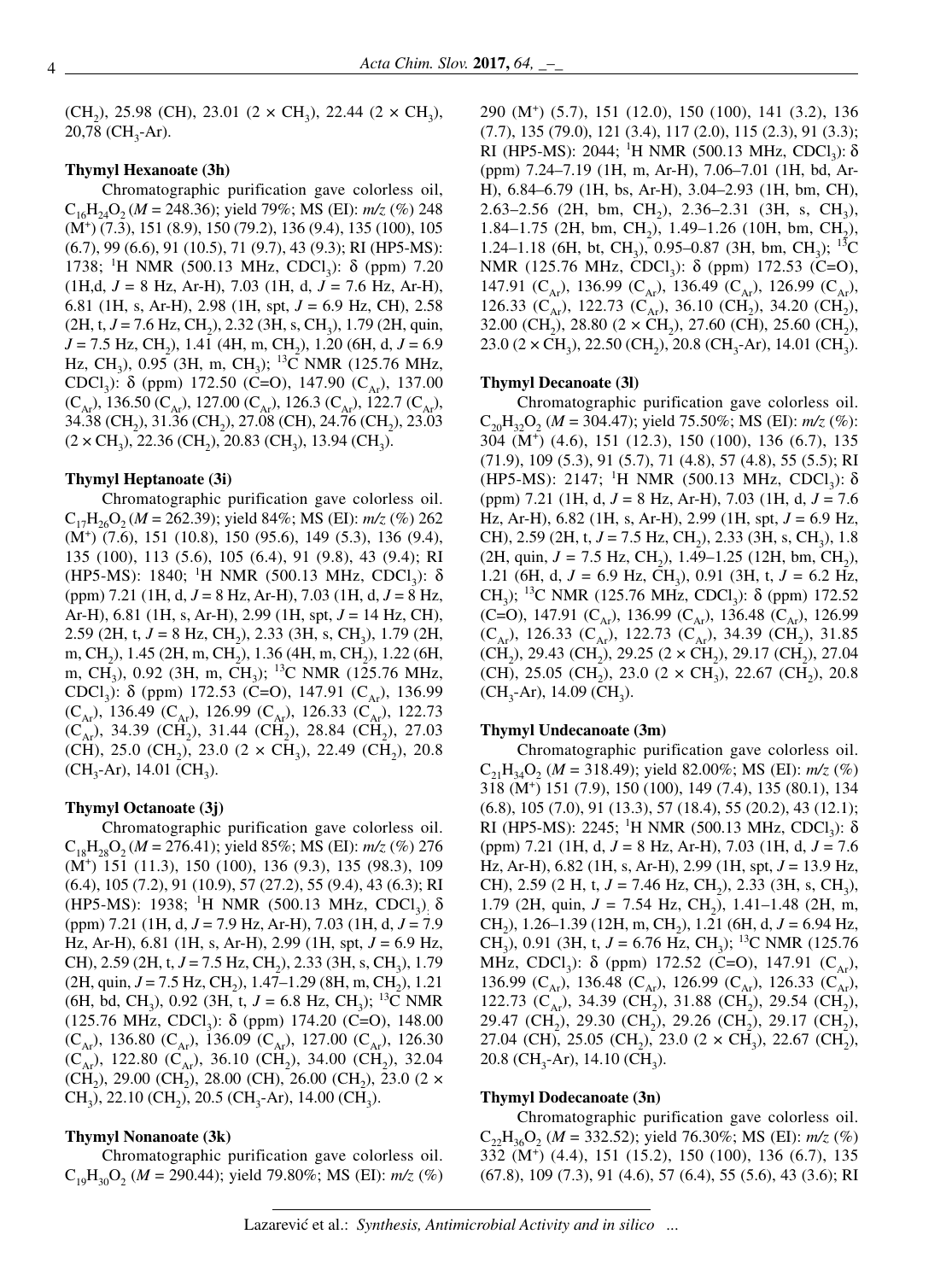($CH_2$), 25.98 (CH), 23.01 (2 × $CH_3$), 22.44 (2 × $CH_3$), 20,78 ($CH_3$-Ar).

### Thymyl Hexanoate (3h)

Chromatographic purification gave colorless oil, $C_{16}H_{24}O_2$ (*M* = 248.36); yield 79%; MS (EI): *m/z* (%) 248 ($M^+$) (7.3), 151 (8.9), 150 (79.2), 136 (9.4), 135 (100), 105 (6.7), 99 (6.6), 91 (10.5), 71 (9.7), 43 (9.3); RI (HP5-MS): 1738; $^1$H NMR (500.13 MHz, $CDCl_3$): δ (ppm) 7.20 (1H,d, *J* = 8 Hz, Ar-H), 7.03 (1H, d, *J* = 7.6 Hz, Ar-H), 6.81 (1H, s, Ar-H), 2.98 (1H, spt, *J* = 6.9 Hz, CH), 2.58 (2H, t, *J* = 7.6 Hz, $CH_2$), 2.32 (3H, s, $CH_3$), 1.79 (2H, quin, *J* = 7.5 Hz, $CH_2$), 1.41 (4H, m, $CH_2$), 1.20 (6H, d, *J* = 6.9 Hz, $CH_3$), 0.95 (3H, m, $CH_3$); $^{13}$C NMR (125.76 MHz, $CDCl_3$): δ (ppm) 172.50 (C=O), 147.90 ($C_{Ar}$), 137.00 ($C_{Ar}$), 136.50 ($C_{Ar}$), 127.00 ($C_{Ar}$), 126.3 ($C_{Ar}$), 122.7 ($C_{Ar}$), 34.38 ($CH_2$), 31.36 ($CH_2$), 27.08 (CH), 24.76 ($CH_2$), 23.03 (2 × $CH_3$), 22.36 ($CH_2$), 20.83 ($CH_3$), 13.94 ($CH_3$).

### Thymyl Heptanoate (3i)

Chromatographic purification gave colorless oil. $C_{17}H_{26}O_2$ (*M* = 262.39); yield 84%; MS (EI): *m/z* (%) 262 ($M^+$) (7.6), 151 (10.8), 150 (95.6), 149 (5.3), 136 (9.4), 135 (100), 113 (5.6), 105 (6.4), 91 (9.8), 43 (9.4); RI (HP5-MS): 1840; $^1$H NMR (500.13 MHz, $CDCl_3$): δ (ppm) 7.21 (1H, d, *J* = 8 Hz, Ar-H), 7.03 (1H, d, *J* = 8 Hz, Ar-H), 6.81 (1H, s, Ar-H), 2.99 (1H, spt, *J* = 14 Hz, CH), 2.59 (2H, t, *J* = 8 Hz, $CH_2$), 2.33 (3H, s, $CH_3$), 1.79 (2H, m, $CH_2$), 1.45 (2H, m, $CH_2$), 1.36 (4H, m, $CH_2$), 1.22 (6H, m, $CH_3$), 0.92 (3H, m, $CH_3$); $^{13}$C NMR (125.76 MHz, $CDCl_3$): δ (ppm) 172.53 (C=O), 147.91 ($C_{Ar}$), 136.99 ($C_{Ar}$), 136.49 ($C_{Ar}$), 126.99 ($C_{Ar}$), 126.33 ($C_{Ar}$), 122.73 ($C_{Ar}$), 34.39 ($CH_2$), 31.44 ($CH_2$), 28.84 ($CH_2$), 27.03 (CH), 25.0 ($CH_2$), 23.0 (2 × $CH_3$), 22.49 ($CH_2$), 20.8 ($CH_3$-Ar), 14.01 ($CH_3$).

### Thymyl Octanoate (3j)

Chromatographic purification gave colorless oil. $C_{18}H_{28}O_2$ (*M* = 276.41); yield 85%; MS (EI): *m/z* (%) 276 ($M^+$) 151 (11.3), 150 (100), 136 (9.3), 135 (98.3), 109 (6.4), 105 (7.2), 91 (10.9), 57 (27.2), 55 (9.4), 43 (6.3); RI (HP5-MS): 1938; $^1$H NMR (500.13 MHz, $CDCl_3$). δ (ppm) 7.21 (1H, d, *J* = 7.9 Hz, Ar-H), 7.03 (1H, d, *J* = 7.9 Hz, Ar-H), 6.81 (1H, s, Ar-H), 2.99 (1H, spt, *J* = 6.9 Hz, CH), 2.59 (2H, t, *J* = 7.5 Hz, $CH_2$), 2.33 (3H, s, $CH_3$), 1.79 (2H, quin, *J* = 7.5 Hz, $CH_2$), 1.47–1.29 (8H, m, $CH_2$), 1.21 (6H, bd, $CH_3$), 0.92 (3H, t, *J* = 6.8 Hz, $CH_3$); $^{13}$C NMR (125.76 MHz, $CDCl_3$): δ (ppm) 174.20 (C=O), 148.00 ($C_{Ar}$), 136.80 ($C_{Ar}$), 136.09 ($C_{Ar}$), 127.00 ($C_{Ar}$), 126.30 ($C_{Ar}$), 122.80 ($C_{Ar}$), 36.10 ($CH_2$), 34.00 ($CH_2$), 32.04 ($CH_2$), 29.00 ($CH_2$), 28.00 (CH), 26.00 ($CH_2$), 23.0 (2 × $CH_3$), 22.10 ($CH_2$), 20.5 ($CH_3$-Ar), 14.00 ($CH_3$).

### Thymyl Nonanoate (3k)

Chromatographic purification gave colorless oil. $C_{19}H_{30}O_2$ (*M* = 290.44); yield 79.80%; MS (EI): *m/z* (%) 290 ($M^+$) (5.7), 151 (12.0), 150 (100), 141 (3.2), 136 (7.7), 135 (79.0), 121 (3.4), 117 (2.0), 115 (2.3), 91 (3.3); RI (HP5-MS): 2044; $^1$H NMR (500.13 MHz, $CDCl_3$): δ (ppm) 7.24–7.19 (1H, m, Ar-H), 7.06–7.01 (1H, bd, Ar-H), 6.84–6.79 (1H, bs, Ar-H), 3.04–2.93 (1H, bm, CH), 2.63–2.56 (2H, bm, $CH_2$), 2.36–2.31 (3H, s, $CH_3$), 1.84–1.75 (2H, bm, $CH_2$), 1.49–1.26 (10H, bm, $CH_2$), 1.24–1.18 (6H, bt, $CH_3$), 0.95–0.87 (3H, bm, $CH_3$); $^{13}$C NMR (125.76 MHz, $CDCl_3$): δ (ppm) 172.53 (C=O), 147.91 ($C_{Ar}$), 136.99 ($C_{Ar}$), 136.49 ($C_{Ar}$), 126.99 ($C_{Ar}$), 126.33 ($C_{Ar}$), 122.73 ($C_{Ar}$), 36.10 ($CH_2$), 34.20 ($CH_2$), 32.00 ($CH_2$), 28.80 (2 × $CH_2$), 27.60 (CH), 25.60 ($CH_2$), 23.0 (2 × $CH_3$), 22.50 ($CH_2$), 20.8 ($CH_3$-Ar), 14.01 ($CH_3$).

### Thymyl Decanoate (3l)

Chromatographic purification gave colorless oil. $C_{20}H_{32}O_2$ (*M* = 304.47); yield 75.50%; MS (EI): *m/z* (%): 304 ($M^+$) (4.6), 151 (12.3), 150 (100), 136 (6.7), 135 (71.9), 109 (5.3), 91 (5.7), 71 (4.8), 57 (4.8), 55 (5.5); RI (HP5-MS): 2147; $^1$H NMR (500.13 MHz, $CDCl_3$): δ (ppm) 7.21 (1H, d, *J* = 8 Hz, Ar-H), 7.03 (1H, d, *J* = 7.6 Hz, Ar-H), 6.82 (1H, s, Ar-H), 2.99 (1H, spt, *J* = 6.9 Hz, CH), 2.59 (2H, t, *J* = 7.5 Hz, $CH_2$), 2.33 (3H, s, $CH_3$), 1.8 (2H, quin, *J* = 7.5 Hz, $CH_2$), 1.49–1.25 (12H, bm, $CH_2$), 1.21 (6H, d, *J* = 6.9 Hz, $CH_3$), 0.91 (3H, t, *J* = 6.2 Hz, $CH_3$); $^{13}$C NMR (125.76 MHz, $CDCl_3$): δ (ppm) 172.52 (C=O), 147.91 ($C_{Ar}$), 136.99 ($C_{Ar}$), 136.48 ($C_{Ar}$), 126.99 ($C_{Ar}$), 126.33 ($C_{Ar}$), 122.73 ($C_{Ar}$), 34.39 ($CH_2$), 31.85 ($CH_2$), 29.43 ($CH_2$), 29.25 (2 × $CH_2$), 29.17 ($CH_2$), 27.04 (CH), 25.05 ($CH_2$), 23.0 (2 × $CH_3$), 22.67 ($CH_2$), 20.8 ($CH_3$-Ar), 14.09 ($CH_3$).

### Thymyl Undecanoate (3m)

Chromatographic purification gave colorless oil. $C_{21}H_{34}O_2$ (*M* = 318.49); yield 82.00%; MS (EI): *m/z* (%) 318 ($M^+$) 151 (7.9), 150 (100), 149 (7.4), 135 (80.1), 134 (6.8), 105 (7.0), 91 (13.3), 57 (18.4), 55 (20.2), 43 (12.1); RI (HP5-MS): 2245; $^1$H NMR (500.13 MHz, $CDCl_3$): δ (ppm) 7.21 (1H, d, *J* = 8 Hz, Ar-H), 7.03 (1H, d, *J* = 7.6 Hz, Ar-H), 6.82 (1H, s, Ar-H), 2.99 (1H, spt, *J* = 13.9 Hz, CH), 2.59 (2 H, t, *J* = 7.46 Hz, $CH_2$), 2.33 (3H, s, $CH_3$), 1.79 (2H, quin, *J* = 7.54 Hz, $CH_2$), 1.41–1.48 (2H, m, $CH_2$), 1.26–1.39 (12H, m, $CH_2$), 1.21 (6H, d, *J* = 6.94 Hz, $CH_3$), 0.91 (3H, t, *J* = 6.76 Hz, $CH_3$); $^{13}$C NMR (125.76 MHz, $CDCl_3$): δ (ppm) 172.52 (C=O), 147.91 ($C_{Ar}$), 136.99 ($C_{Ar}$), 136.48 ($C_{Ar}$), 126.99 ($C_{Ar}$), 126.33 ($C_{Ar}$), 122.73 ($C_{Ar}$), 34.39 ($CH_2$), 31.88 ($CH_2$), 29.54 ($CH_2$), 29.47 ($CH_2$), 29.30 ($CH_2$), 29.26 ($CH_2$), 29.17 ($CH_2$), 27.04 (CH), 25.05 ($CH_2$), 23.0 (2 × $CH_3$), 22.67 ($CH_2$), 20.8 ($CH_3$-Ar), 14.10 ($CH_3$).

### Thymyl Dodecanoate (3n)

Chromatographic purification gave colorless oil. $C_{22}H_{36}O_2$ (*M* = 332.52); yield 76.30%; MS (EI): *m/z* (%) 332 ($M^+$) (4.4), 151 (15.2), 150 (100), 136 (6.7), 135 (67.8), 109 (7.3), 91 (4.6), 57 (6.4), 55 (5.6), 43 (3.6); RI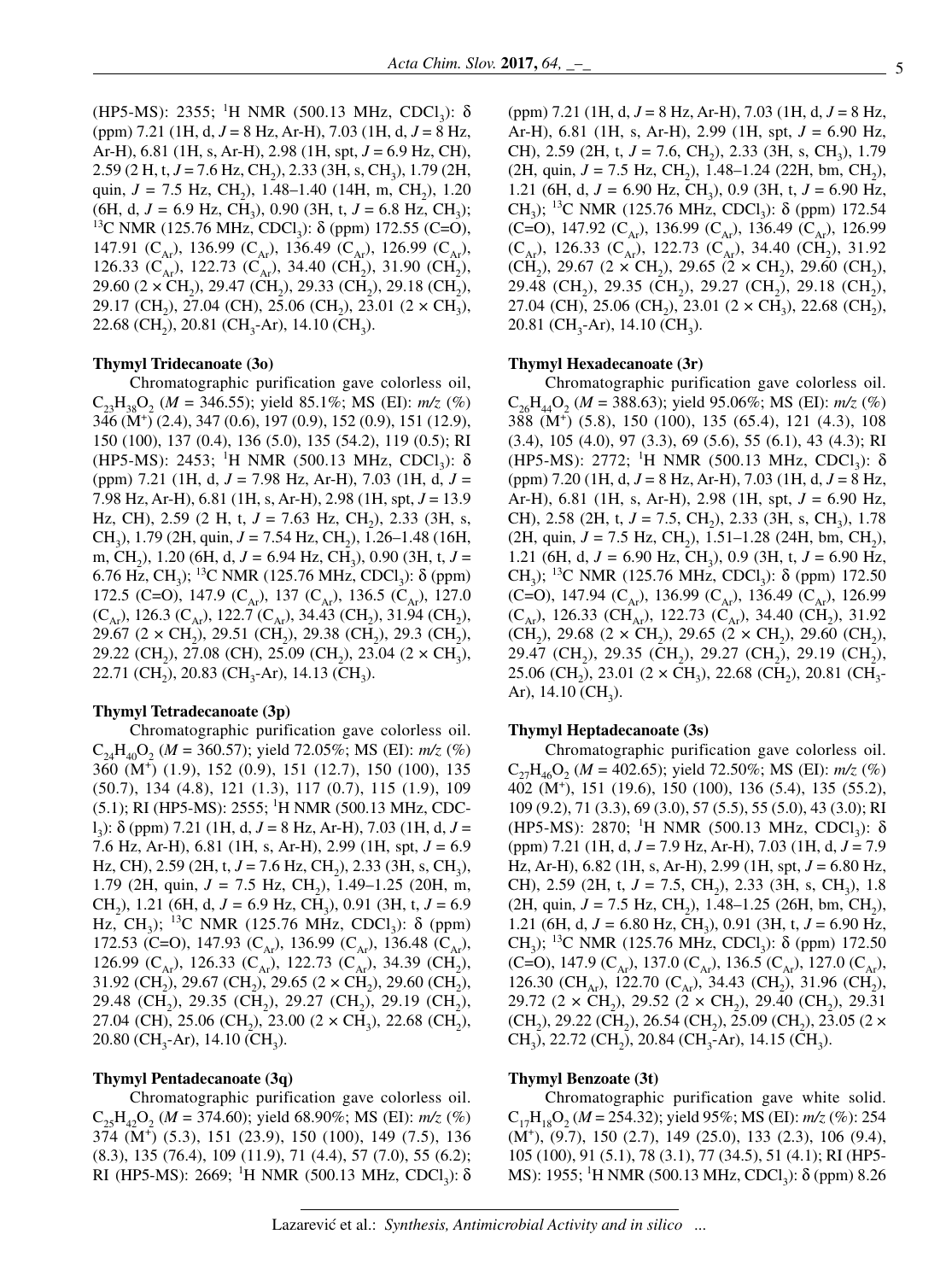(HP5-MS): 2355; $^1$H NMR (500.13 MHz, $CDCl_3$): δ (ppm) 7.21 (1H, d, $J$ = 8 Hz, Ar-H), 7.03 (1H, d, $J$ = 8 Hz, Ar-H), 6.81 (1H, s, Ar-H), 2.98 (1H, spt, $J$ = 6.9 Hz, CH), 2.59 (2 H, t, $J$ = 7.6 Hz, $CH_2$), 2.33 (3H, s, $CH_3$), 1.79 (2H, quin, $J$ = 7.5 Hz, $CH_2$), 1.48–1.40 (14H, m, $CH_2$), 1.20 (6H, d, $J$ = 6.9 Hz, $CH_3$), 0.90 (3H, t, $J$ = 6.8 Hz, $CH_3$); $^{13}$C NMR (125.76 MHz, $CDCl_3$): δ (ppm) 172.55 (C=O), 147.91 ($C_{Ar}$), 136.99 ($C_{Ar}$), 136.49 ($C_{Ar}$), 126.99 ($C_{Ar}$), 126.33 ($C_{Ar}$), 122.73 ($C_{Ar}$), 34.40 ($CH_2$), 31.90 ($CH_2$), 29.60 (2 × $CH_2$), 29.47 ($CH_2$), 29.33 ($CH_2$), 29.18 ($CH_2$), 29.17 ($CH_2$), 27.04 (CH), 25.06 ($CH_2$), 23.01 (2 × $CH_3$), 22.68 ($CH_2$), 20.81 ($CH_3$-Ar), 14.10 ($CH_3$).

**Thymyl Tridecanoate (3o)**

Chromatographic purification gave colorless oil, $C_{23}H_{38}O_2$ ($M$ = 346.55); yield 85.1%; MS (EI): $m/z$ (%) 346 ($M^+$) (2.4), 347 (0.6), 197 (0.9), 152 (0.9), 151 (12.9), 150 (100), 137 (0.4), 136 (5.0), 135 (54.2), 119 (0.5); RI (HP5-MS): 2453; $^1$H NMR (500.13 MHz, $CDCl_3$): δ (ppm) 7.21 (1H, d, $J$ = 7.98 Hz, Ar-H), 7.03 (1H, d, $J$ = 7.98 Hz, Ar-H), 6.81 (1H, s, Ar-H), 2.98 (1H, spt, $J$ = 13.9 Hz, CH), 2.59 (2 H, t, $J$ = 7.63 Hz, $CH_2$), 2.33 (3H, s, $CH_3$), 1.79 (2H, quin, $J$ = 7.54 Hz, $CH_2$), 1.26–1.48 (16H, m, $CH_2$), 1.20 (6H, d, $J$ = 6.94 Hz, $CH_3$), 0.90 (3H, t, $J$ = 6.76 Hz, $CH_3$); $^{13}$C NMR (125.76 MHz, $CDCl_3$): δ (ppm) 172.5 (C=O), 147.9 ($C_{Ar}$), 137 ($C_{Ar}$), 136.5 ($C_{Ar}$), 127.0 ($C_{Ar}$), 126.3 ($C_{Ar}$), 122.7 ($C_{Ar}$), 34.43 ($CH_2$), 31.94 ($CH_2$), 29.67 (2 × $CH_2$), 29.51 ($CH_2$), 29.38 ($CH_2$), 29.3 ($CH_2$), 29.22 ($CH_2$), 27.08 (CH), 25.09 ($CH_2$), 23.04 (2 × $CH_3$), 22.71 ($CH_2$), 20.83 ($CH_3$-Ar), 14.13 ($CH_3$).

**Thymyl Tetradecanoate (3p)**

Chromatographic purification gave colorless oil. $C_{24}H_{40}O_2$ ($M$ = 360.57); yield 72.05%; MS (EI): $m/z$ (%) 360 ($M^+$) (1.9), 152 (0.9), 151 (12.7), 150 (100), 135 (50.7), 134 (4.8), 121 (1.3), 117 (0.7), 115 (1.9), 109 (5.1); RI (HP5-MS): 2555; $^1$H NMR (500.13 MHz, $CDCl_3$): δ (ppm) 7.21 (1H, d, $J$ = 8 Hz, Ar-H), 7.03 (1H, d, $J$ = 7.6 Hz, Ar-H), 6.81 (1H, s, Ar-H), 2.99 (1H, spt, $J$ = 6.9 Hz, CH), 2.59 (2H, t, $J$ = 7.6 Hz, $CH_2$), 2.33 (3H, s, $CH_3$), 1.79 (2H, quin, $J$ = 7.5 Hz, $CH_2$), 1.49–1.25 (20H, m, $CH_2$), 1.21 (6H, d, $J$ = 6.9 Hz, $CH_3$), 0.91 (3H, t, $J$ = 6.9 Hz, $CH_3$); $^{13}$C NMR (125.76 MHz, $CDCl_3$): δ (ppm) 172.53 (C=O), 147.93 ($C_{Ar}$), 136.99 ($C_{Ar}$), 136.48 ($C_{Ar}$), 126.99 ($C_{Ar}$), 126.33 ($C_{Ar}$), 122.73 ($C_{Ar}$), 34.39 ($CH_2$), 31.92 ($CH_2$), 29.67 ($CH_2$), 29.65 (2 × $CH_2$), 29.60 ($CH_2$), 29.48 ($CH_2$), 29.35 ($CH_2$), 29.27 ($CH_2$), 29.19 ($CH_2$), 27.04 (CH), 25.06 ($CH_2$), 23.00 (2 × $CH_3$), 22.68 ($CH_2$), 20.80 ($CH_3$-Ar), 14.10 ($CH_3$).

**Thymyl Pentadecanoate (3q)**

Chromatographic purification gave colorless oil. $C_{25}H_{42}O_2$ ($M$ = 374.60); yield 68.90%; MS (EI): $m/z$ (%) 374 ($M^+$) (5.3), 151 (23.9), 150 (100), 149 (7.5), 136 (8.3), 135 (76.4), 109 (11.9), 71 (4.4), 57 (7.0), 55 (6.2); RI (HP5-MS): 2669; $^1$H NMR (500.13 MHz, $CDCl_3$): δ (ppm) 7.21 (1H, d, $J$ = 8 Hz, Ar-H), 7.03 (1H, d, $J$ = 8 Hz, Ar-H), 6.81 (1H, s, Ar-H), 2.99 (1H, spt, $J$ = 6.90 Hz, CH), 2.59 (2H, t, $J$ = 7.6, $CH_2$), 2.33 (3H, s, $CH_3$), 1.79 (2H, quin, $J$ = 7.5 Hz, $CH_2$), 1.48–1.24 (22H, bm, $CH_2$), 1.21 (6H, d, $J$ = 6.90 Hz, $CH_3$), 0.9 (3H, t, $J$ = 6.90 Hz, $CH_3$); $^{13}$C NMR (125.76 MHz, $CDCl_3$): δ (ppm) 172.54 (C=O), 147.92 ($C_{Ar}$), 136.99 ($C_{Ar}$), 136.49 ($C_{Ar}$), 126.99 ($C_{Ar}$), 126.33 ($C_{Ar}$), 122.73 ($C_{Ar}$), 34.40 ($CH_2$), 31.92 ($CH_2$), 29.67 (2 × $CH_2$), 29.65 (2 × $CH_2$), 29.60 ($CH_2$), 29.48 ($CH_2$), 29.35 ($CH_2$), 29.27 ($CH_2$), 29.18 ($CH_2$), 27.04 (CH), 25.06 ($CH_2$), 23.01 (2 × $CH_3$), 22.68 ($CH_2$), 20.81 ($CH_3$-Ar), 14.10 ($CH_3$).

**Thymyl Hexadecanoate (3r)**

Chromatographic purification gave colorless oil. $C_{26}H_{44}O_2$ ($M$ = 388.63); yield 95.06%; MS (EI): $m/z$ (%) 388 ($M^+$) (5.8), 150 (100), 135 (65.4), 121 (4.3), 108 (3.4), 105 (4.0), 97 (3.3), 69 (5.6), 55 (6.1), 43 (4.3); RI (HP5-MS): 2772; $^1$H NMR (500.13 MHz, $CDCl_3$): δ (ppm) 7.20 (1H, d, $J$ = 8 Hz, Ar-H), 7.03 (1H, d, $J$ = 8 Hz, Ar-H), 6.81 (1H, s, Ar-H), 2.98 (1H, spt, $J$ = 6.90 Hz, CH), 2.58 (2H, t, $J$ = 7.5, $CH_2$), 2.33 (3H, s, $CH_3$), 1.78 (2H, quin, $J$ = 7.5 Hz, $CH_2$), 1.51–1.28 (24H, bm, $CH_2$), 1.21 (6H, d, $J$ = 6.90 Hz, $CH_3$), 0.9 (3H, t, $J$ = 6.90 Hz, $CH_3$); $^{13}$C NMR (125.76 MHz, $CDCl_3$): δ (ppm) 172.50 (C=O), 147.94 ($C_{Ar}$), 136.99 ($C_{Ar}$), 136.49 ($C_{Ar}$), 126.99 ($C_{Ar}$), 126.33 ($CH_{Ar}$), 122.73 ($C_{Ar}$), 34.40 ($CH_2$), 31.92 ($CH_2$), 29.68 (2 × $CH_2$), 29.65 (2 × $CH_2$), 29.60 ($CH_2$), 29.47 ($CH_2$), 29.35 ($CH_2$), 29.27 ($CH_2$), 29.19 ($CH_2$), 25.06 ($CH_2$), 23.01 (2 × $CH_3$), 22.68 ($CH_2$), 20.81 ($CH_3$-Ar), 14.10 ($CH_3$).

**Thymyl Heptadecanoate (3s)**

Chromatographic purification gave colorless oil. $C_{27}H_{46}O_2$ ($M$ = 402.65); yield 72.50%; MS (EI): $m/z$ (%) 402 ($M^+$), 151 (19.6), 150 (100), 136 (5.4), 135 (55.2), 109 (9.2), 71 (3.3), 69 (3.0), 57 (5.5), 55 (5.0), 43 (3.0); RI (HP5-MS): 2870; $^1$H NMR (500.13 MHz, $CDCl_3$): δ (ppm) 7.21 (1H, d, $J$ = 7.9 Hz, Ar-H), 7.03 (1H, d, $J$ = 7.9 Hz, Ar-H), 6.82 (1H, s, Ar-H), 2.99 (1H, spt, $J$ = 6.80 Hz, CH), 2.59 (2H, t, $J$ = 7.5, $CH_2$), 2.33 (3H, s, $CH_3$), 1.8 (2H, quin, $J$ = 7.5 Hz, $CH_2$), 1.48–1.25 (26H, bm, $CH_2$), 1.21 (6H, d, $J$ = 6.80 Hz, $CH_3$), 0.91 (3H, t, $J$ = 6.90 Hz, $CH_3$); $^{13}$C NMR (125.76 MHz, $CDCl_3$): δ (ppm) 172.50 (C=O), 147.9 ($C_{Ar}$), 137.0 ($C_{Ar}$), 136.5 ($C_{Ar}$), 127.0 ($C_{Ar}$), 126.30 ($CH_{Ar}$), 122.70 ($C_{Ar}$), 34.43 ($CH_2$), 31.96 ($CH_2$), 29.72 (2 × $CH_2$), 29.52 (2 × $CH_2$), 29.40 ($CH_2$), 29.31 ($CH_2$), 29.22 ($CH_2$), 26.54 ($CH_2$), 25.09 ($CH_2$), 23.05 (2 × $CH_3$), 22.72 ($CH_2$), 20.84 ($CH_3$-Ar), 14.15 ($CH_3$).

**Thymyl Benzoate (3t)**

Chromatographic purification gave white solid. $C_{17}H_{18}O_2$ ($M$ = 254.32); yield 95%; MS (EI): $m/z$ (%): 254 ($M^+$), (9.7), 150 (2.7), 149 (25.0), 133 (2.3), 106 (9.4), 105 (100), 91 (5.1), 78 (3.1), 77 (34.5), 51 (4.1); RI (HP5-MS): 1955; $^1$H NMR (500.13 MHz, $CDCl_3$): δ (ppm) 8.26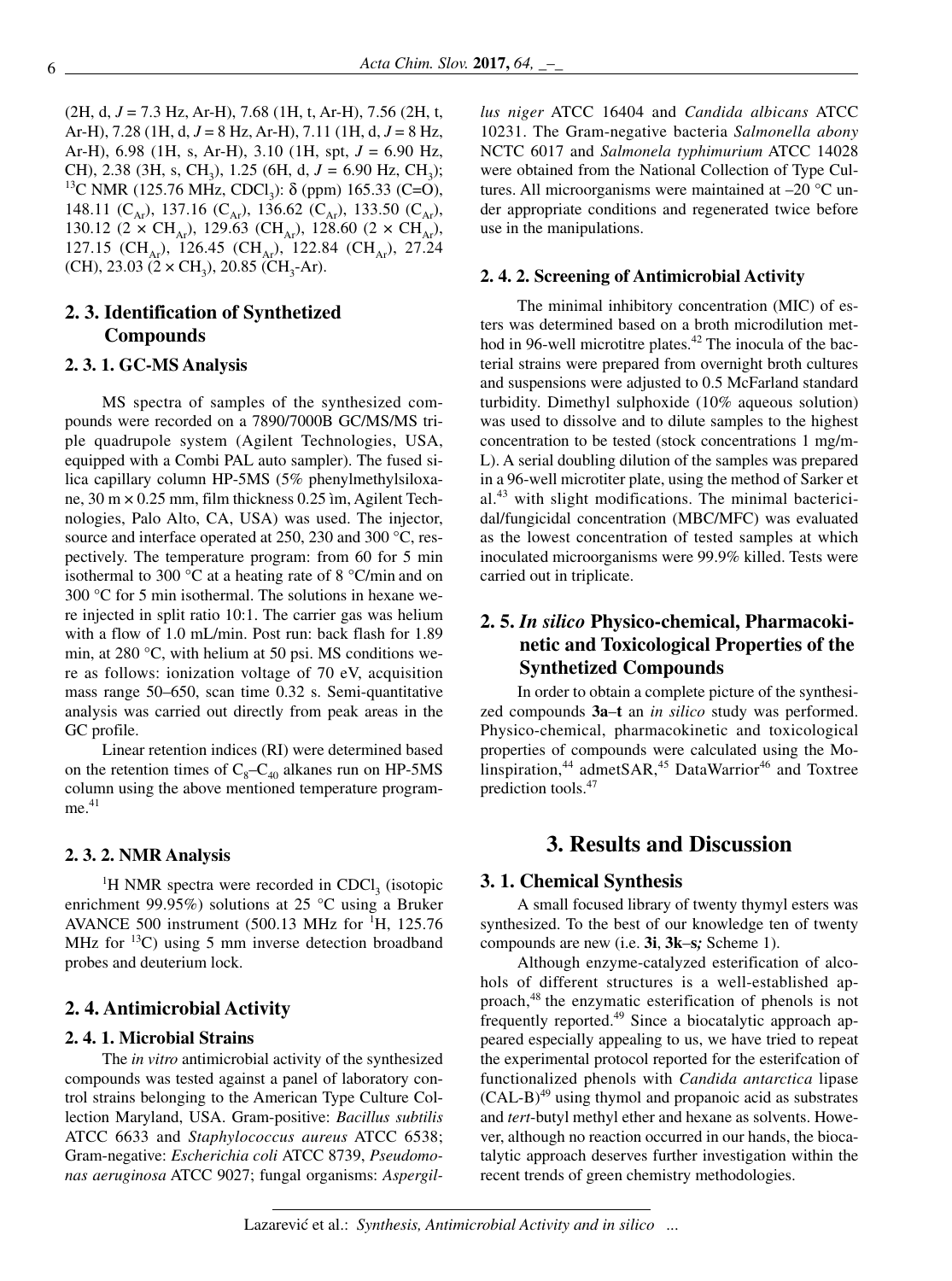(2H, d, $J$ = 7.3 Hz, Ar-H), 7.68 (1H, t, Ar-H), 7.56 (2H, t, Ar-H), 7.28 (1H, d, $J$ = 8 Hz, Ar-H), 7.11 (1H, d, $J$ = 8 Hz, Ar-H), 6.98 (1H, s, Ar-H), 3.10 (1H, spt, $J$ = 6.90 Hz, CH), 2.38 (3H, s, $CH_3$), 1.25 (6H, d, $J$ = 6.90 Hz, $CH_3$); $^{13}$C NMR (125.76 MHz, $CDCl_3$): δ (ppm) 165.33 (C=O), 148.11 ($C_{Ar}$), 137.16 ($C_{Ar}$), 136.62 ($C_{Ar}$), 133.50 ($C_{Ar}$), 130.12 (2 × $CH_{Ar}$), 129.63 ($CH_{Ar}$), 128.60 (2 × $CH_{Ar}$), 127.15 ($CH_{Ar}$), 126.45 ($CH_{Ar}$), 122.84 ($CH_{Ar}$), 27.24 (CH), 23.03 (2 × $CH_3$), 20.85 ($CH_3$-Ar).

## 2. 3. Identification of Synthetized Compounds

### 2. 3. 1. GC-MS Analysis

MS spectra of samples of the synthesized compounds were recorded on a 7890/7000B GC/MS/MS triple quadrupole system (Agilent Technologies, USA, equipped with a Combi PAL auto sampler). The fused silica capillary column HP-5MS (5% phenylmethylsiloxane, 30 m × 0.25 mm, film thickness 0.25 ìm, Agilent Technologies, Palo Alto, CA, USA) was used. The injector, source and interface operated at 250, 230 and 300 °C, respectively. The temperature program: from 60 for 5 min isothermal to 300 °C at a heating rate of 8 °C/min and on 300 °C for 5 min isothermal. The solutions in hexane were injected in split ratio 10:1. The carrier gas was helium with a flow of 1.0 mL/min. Post run: back flash for 1.89 min, at 280 °C, with helium at 50 psi. MS conditions were as follows: ionization voltage of 70 eV, acquisition mass range 50–650, scan time 0.32 s. Semi-quantitative analysis was carried out directly from peak areas in the GC profile.

Linear retention indices (RI) were determined based on the retention times of $C_8$–$C_{40}$ alkanes run on HP-5MS column using the above mentioned temperature programme.[41]

### 2. 3. 2. NMR Analysis

$^1$H NMR spectra were recorded in $CDCl_3$ (isotopic enrichment 99.95%) solutions at 25 °C using a Bruker AVANCE 500 instrument (500.13 MHz for $^1$H, 125.76 MHz for $^{13}$C) using 5 mm inverse detection broadband probes and deuterium lock.

## 2. 4. Antimicrobial Activity

### 2. 4. 1. Microbial Strains

The *in vitro* antimicrobial activity of the synthesized compounds was tested against a panel of laboratory control strains belonging to the American Type Culture Collection Maryland, USA. Gram-positive: *Bacillus subtilis* ATCC 6633 and *Staphylococcus aureus* ATCC 6538; Gram-negative: *Escherichia coli* ATCC 8739, *Pseudomonas aeruginosa* ATCC 9027; fungal organisms: *Aspergillus niger* ATCC 16404 and *Candida albicans* ATCC 10231. The Gram-negative bacteria *Salmonella abony* NCTC 6017 and *Salmonela typhimurium* ATCC 14028 were obtained from the National Collection of Type Cultures. All microorganisms were maintained at –20 °C under appropriate conditions and regenerated twice before use in the manipulations.

### 2. 4. 2. Screening of Antimicrobial Activity

The minimal inhibitory concentration (MIC) of esters was determined based on a broth microdilution method in 96-well microtitre plates.[42] The inocula of the bacterial strains were prepared from overnight broth cultures and suspensions were adjusted to 0.5 McFarland standard turbidity. Dimethyl sulphoxide (10% aqueous solution) was used to dissolve and to dilute samples to the highest concentration to be tested (stock concentrations 1 mg/mL). A serial doubling dilution of the samples was prepared in a 96-well microtiter plate, using the method of Sarker et al.[43] with slight modifications. The minimal bactericidal/fungicidal concentration (MBC/MFC) was evaluated as the lowest concentration of tested samples at which inoculated microorganisms were 99.9% killed. Tests were carried out in triplicate.

## 2. 5. *In silico* Physico-chemical, Pharmacokinetic and Toxicological Properties of the Synthetized Compounds

In order to obtain a complete picture of the synthesized compounds **3a**–**t** an *in silico* study was performed. Physico-chemical, pharmacokinetic and toxicological properties of compounds were calculated using the Molinspiration,[44] admetSAR,[45] DataWarrior[46] and Toxtree prediction tools.[47]

# 3. Results and Discussion

## 3. 1. Chemical Synthesis

A small focused library of twenty thymyl esters was synthesized. To the best of our knowledge ten of twenty compounds are new (i.e. **3i**, **3k**–**s**; Scheme 1).

Although enzyme-catalyzed esterification of alcohols of different structures is a well-established approach,[48] the enzymatic esterification of phenols is not frequently reported.[49] Since a biocatalytic approach appeared especially appealing to us, we have tried to repeat the experimental protocol reported for the esterifcation of functionalized phenols with *Candida antarctica* lipase (CAL-B)[49] using thymol and propanoic acid as substrates and *tert*-butyl methyl ether and hexane as solvents. However, although no reaction occurred in our hands, the biocatalytic approach deserves further investigation within the recent trends of green chemistry methodologies.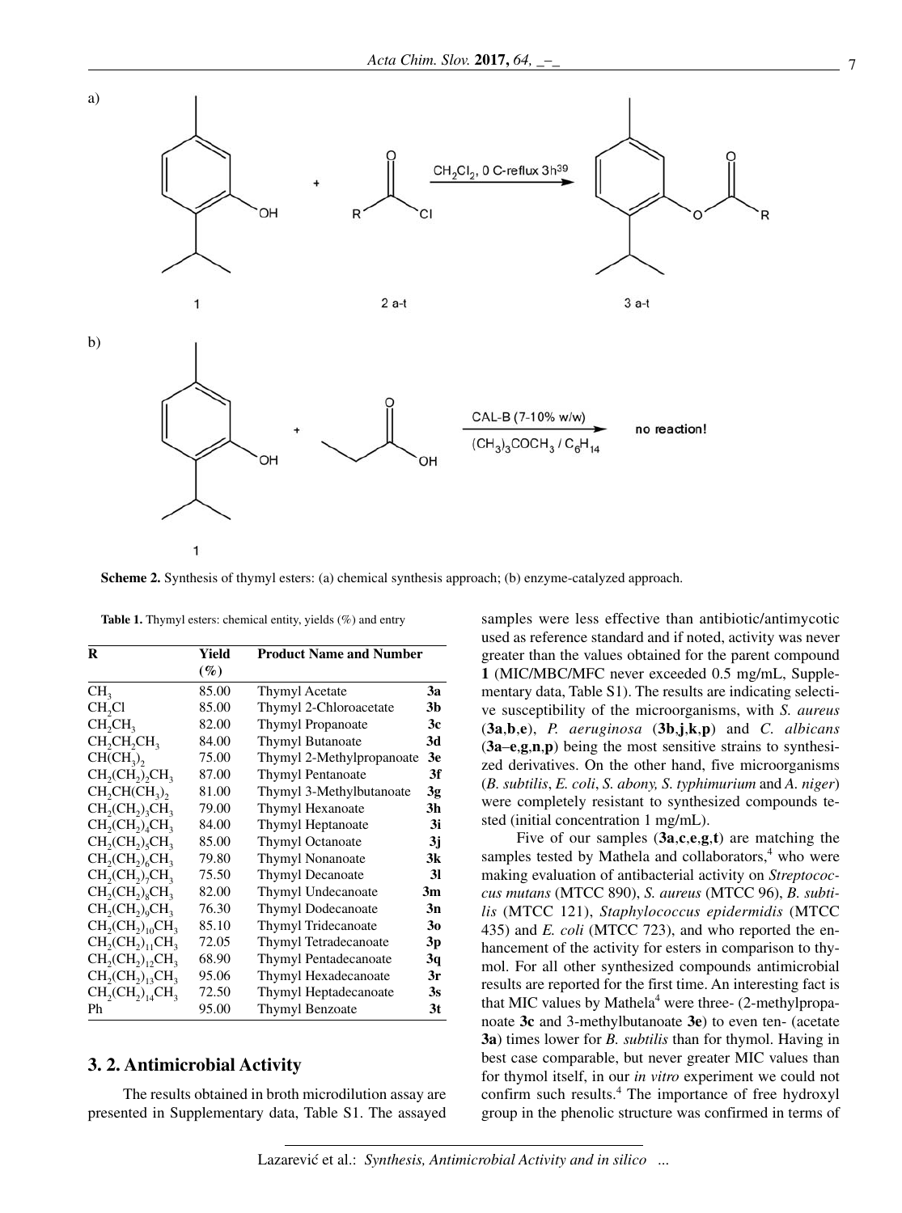a)

b)

**Scheme 2.** Synthesis of thymyl esters: (a) chemical synthesis approach; (b) enzyme-catalyzed approach.

**Table 1.** Thymyl esters: chemical entity, yields (%) and entry

| R | Yield (%) | Product Name and Number | |
|---|---|---|---|
| $CH_3$ | 85.00 | Thymyl Acetate | **3a** |
| $CH_2Cl$ | 85.00 | Thymyl 2-Chloroacetate | **3b** |
| $CH_2CH_3$ | 82.00 | Thymyl Propanoate | **3c** |
| $CH_2CH_2CH_3$ | 84.00 | Thymyl Butanoate | **3d** |
| $CH(CH_3)_2$ | 75.00 | Thymyl 2-Methylpropanoate | **3e** |
| $CH_2(CH_2)_2CH_3$ | 87.00 | Thymyl Pentanoate | **3f** |
| $CH_2CH(CH_3)_2$ | 81.00 | Thymyl 3-Methylbutanoate | **3g** |
| $CH_2(CH_2)_3CH_3$ | 79.00 | Thymyl Hexanoate | **3h** |
| $CH_2(CH_2)_4CH_3$ | 84.00 | Thymyl Heptanoate | **3i** |
| $CH_2(CH_2)_5CH_3$ | 85.00 | Thymyl Octanoate | **3j** |
| $CH_2(CH_2)_6CH_3$ | 79.80 | Thymyl Nonanoate | **3k** |
| $CH_2(CH_2)_7CH_3$ | 75.50 | Thymyl Decanoate | **3l** |
| $CH_2(CH_2)_8CH_3$ | 82.00 | Thymyl Undecanoate | **3m** |
| $CH_2(CH_2)_9CH_3$ | 76.30 | Thymyl Dodecanoate | **3n** |
| $CH_2(CH_2)_{10}CH_3$ | 85.10 | Thymyl Tridecanoate | **3o** |
| $CH_2(CH_2)_{11}CH_3$ | 72.05 | Thymyl Tetradecanoate | **3p** |
| $CH_2(CH_2)_{12}CH_3$ | 68.90 | Thymyl Pentadecanoate | **3q** |
| $CH_2(CH_2)_{13}CH_3$ | 95.06 | Thymyl Hexadecanoate | **3r** |
| $CH_2(CH_2)_{14}CH_3$ | 72.50 | Thymyl Heptadecanoate | **3s** |
| Ph | 95.00 | Thymyl Benzoate | **3t** |

## 3. 2. Antimicrobial Activity

The results obtained in broth microdilution assay are presented in Supplementary data, Table S1. The assayed samples were less effective than antibiotic/antimycotic used as reference standard and if noted, activity was never greater than the values obtained for the parent compound **1** (MIC/MBC/MFC never exceeded 0.5 mg/mL, Supplementary data, Table S1). The results are indicating selective susceptibility of the microorganisms, with *S. aureus* (**3a**,**b**,**e**), *P. aeruginosa* (**3b**,**j**,**k**,**p**) and *C. albicans* (**3a**–**e**,**g**,**n**,**p**) being the most sensitive strains to synthesized derivatives. On the other hand, five microorganisms (*B. subtilis*, *E. coli*, *S. abony*, *S. typhimurium* and *A. niger*) were completely resistant to synthesized compounds tested (initial concentration 1 mg/mL).

Five of our samples (**3a**,**c**,**e**,**g**,**t**) are matching the samples tested by Mathela and collaborators,[4] who were making evaluation of antibacterial activity on *Streptococcus mutans* (MTCC 890), *S. aureus* (MTCC 96), *B. subtilis* (MTCC 121), *Staphylococcus epidermidis* (MTCC 435) and *E. coli* (MTCC 723), and who reported the enhancement of the activity for esters in comparison to thymol. For all other synthesized compounds antimicrobial results are reported for the first time. An interesting fact is that MIC values by Mathela[4] were three- (2-methylpropanoate **3c** and 3-methylbutanoate **3e**) to even ten- (acetate **3a**) times lower for *B. subtilis* than for thymol. Having in best case comparable, but never greater MIC values than for thymol itself, in our *in vitro* experiment we could not confirm such results.[4] The importance of free hydroxyl group in the phenolic structure was confirmed in terms of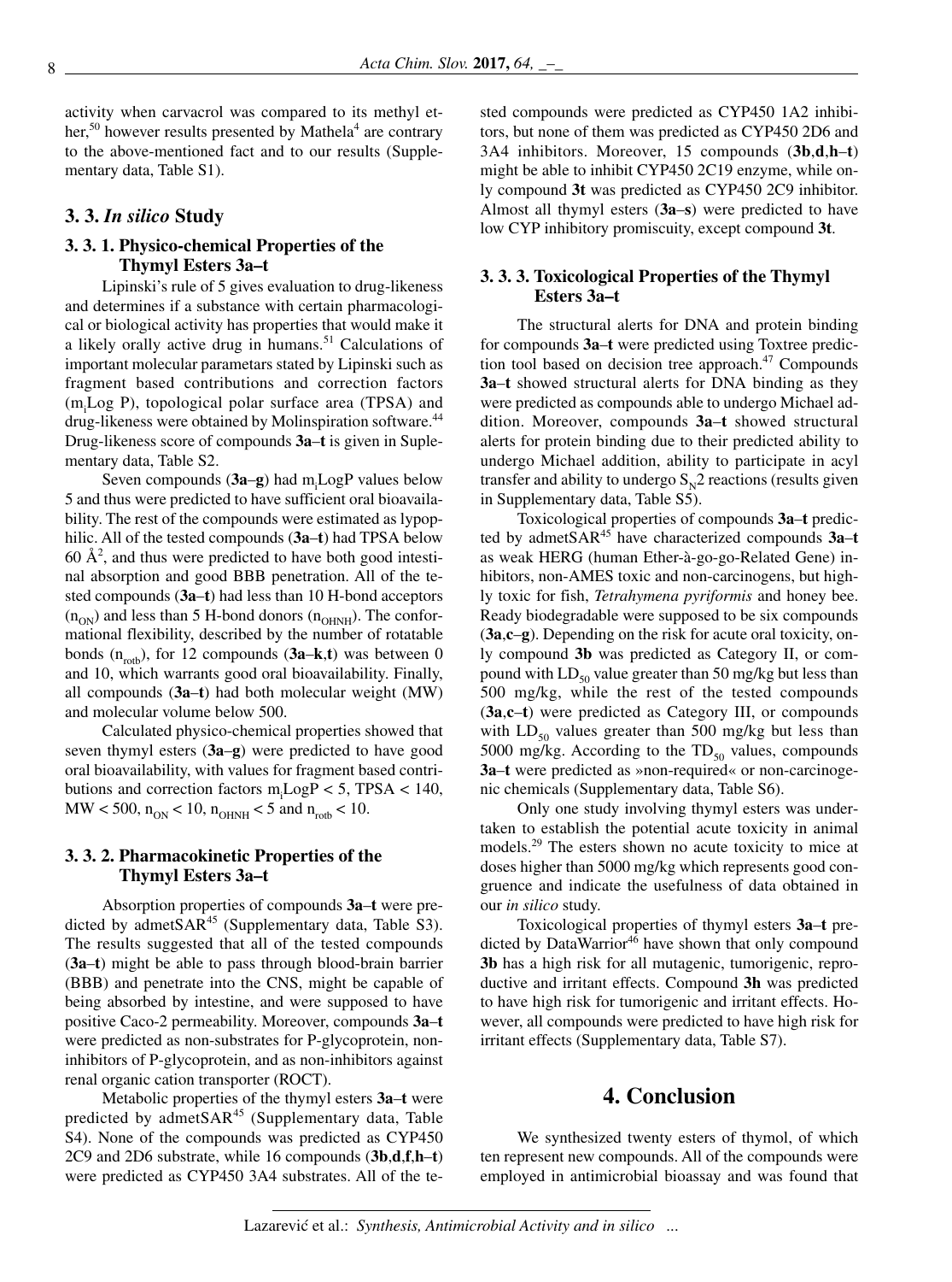activity when carvacrol was compared to its methyl ether,[50] however results presented by Mathela[4] are contrary to the above-mentioned fact and to our results (Supplementary data, Table S1).

## 3. 3. *In silico* Study

### 3. 3. 1. Physico-chemical Properties of the Thymyl Esters 3a–t

Lipinski's rule of 5 gives evaluation to drug-likeness and determines if a substance with certain pharmacological or biological activity has properties that would make it a likely orally active drug in humans.[51] Calculations of important molecular parametars stated by Lipinski such as fragment based contributions and correction factors ($m_i$Log P), topological polar surface area (TPSA) and drug-likeness were obtained by Molinspiration software.[44] Drug-likeness score of compounds **3a**–**t** is given in Suplementary data, Table S2.

Seven compounds (**3a**–**g**) had $m_i$LogP values below 5 and thus were predicted to have sufficient oral bioavailability. The rest of the compounds were estimated as lypophilic. All of the tested compounds (**3a**–**t**) had TPSA below 60 Å$^2$, and thus were predicted to have both good intestinal absorption and good BBB penetration. All of the tested compounds (**3a**–**t**) had less than 10 H-bond acceptors ($n_{ON}$) and less than 5 H-bond donors ($n_{OHNH}$). The conformational flexibility, described by the number of rotatable bonds ($n_{rotb}$), for 12 compounds (**3a**–**k**,**t**) was between 0 and 10, which warrants good oral bioavailability. Finally, all compounds (**3a**–**t**) had both molecular weight (MW) and molecular volume below 500.

Calculated physico-chemical properties showed that seven thymyl esters (**3a**–**g**) were predicted to have good oral bioavailability, with values for fragment based contributions and correction factors $m_i$LogP < 5, TPSA < 140, MW < 500, $n_{ON}$ < 10, $n_{OHNH}$ < 5 and $n_{rotb}$ < 10.

### 3. 3. 2. Pharmacokinetic Properties of the Thymyl Esters 3a–t

Absorption properties of compounds **3a**–**t** were predicted by admetSAR[45] (Supplementary data, Table S3). The results suggested that all of the tested compounds (**3a**–**t**) might be able to pass through blood-brain barrier (BBB) and penetrate into the CNS, might be capable of being absorbed by intestine, and were supposed to have positive Caco-2 permeability. Moreover, compounds **3a**–**t** were predicted as non-substrates for P-glycoprotein, non-inhibitors of P-glycoprotein, and as non-inhibitors against renal organic cation transporter (ROCT).

Metabolic properties of the thymyl esters **3a**–**t** were predicted by admetSAR[45] (Supplementary data, Table S4). None of the compounds was predicted as CYP450 2C9 and 2D6 substrate, while 16 compounds (**3b**,**d**,**f**,**h**–**t**) were predicted as CYP450 3A4 substrates. All of the tested compounds were predicted as CYP450 1A2 inhibitors, but none of them was predicted as CYP450 2D6 and 3A4 inhibitors. Moreover, 15 compounds (**3b**,**d**,**h**–**t**) might be able to inhibit CYP450 2C19 enzyme, while only compound **3t** was predicted as CYP450 2C9 inhibitor. Almost all thymyl esters (**3a**–**s**) were predicted to have low CYP inhibitory promiscuity, except compound **3t**.

### 3. 3. 3. Toxicological Properties of the Thymyl Esters 3a–t

The structural alerts for DNA and protein binding for compounds **3a**–**t** were predicted using Toxtree prediction tool based on decision tree approach.[47] Compounds **3a**–**t** showed structural alerts for DNA binding as they were predicted as compounds able to undergo Michael addition. Moreover, compounds **3a**–**t** showed structural alerts for protein binding due to their predicted ability to undergo Michael addition, ability to participate in acyl transfer and ability to undergo $S_N2$ reactions (results given in Supplementary data, Table S5).

Toxicological properties of compounds **3a**–**t** predicted by admetSAR[45] have characterized compounds **3a**–**t** as weak HERG (human Ether-à-go-go-Related Gene) inhibitors, non-AMES toxic and non-carcinogens, but highly toxic for fish, *Tetrahymena pyriformis* and honey bee. Ready biodegradable were supposed to be six compounds (**3a**,**c**–**g**). Depending on the risk for acute oral toxicity, only compound **3b** was predicted as Category II, or compound with $LD_{50}$ value greater than 50 mg/kg but less than 500 mg/kg, while the rest of the tested compounds (**3a**,**c**–**t**) were predicted as Category III, or compounds with $LD_{50}$ values greater than 500 mg/kg but less than 5000 mg/kg. According to the $TD_{50}$ values, compounds **3a**–**t** were predicted as »non-required« or non-carcinogenic chemicals (Supplementary data, Table S6).

Only one study involving thymyl esters was undertaken to establish the potential acute toxicity in animal models.[29] The esters shown no acute toxicity to mice at doses higher than 5000 mg/kg which represents good congruence and indicate the usefulness of data obtained in our *in silico* study.

Toxicological properties of thymyl esters **3a**–**t** predicted by DataWarrior[46] have shown that only compound **3b** has a high risk for all mutagenic, tumorigenic, reproductive and irritant effects. Compound **3h** was predicted to have high risk for tumorigenic and irritant effects. However, all compounds were predicted to have high risk for irritant effects (Supplementary data, Table S7).

# 4. Conclusion

We synthesized twenty esters of thymol, of which ten represent new compounds. All of the compounds were employed in antimicrobial bioassay and was found that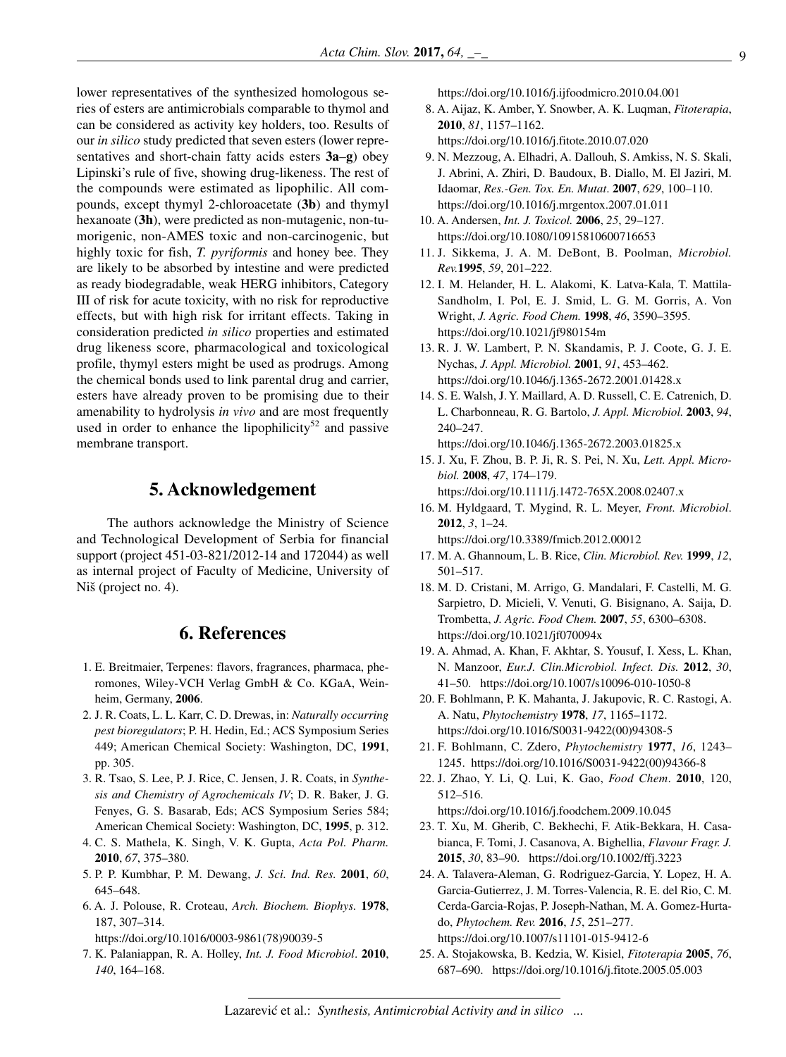lower representatives of the synthesized homologous series of esters are antimicrobials comparable to thymol and can be considered as activity key holders, too. Results of our *in silico* study predicted that seven esters (lower representatives and short-chain fatty acids esters **3a**–**g**) obey Lipinski's rule of five, showing drug-likeness. The rest of the compounds were estimated as lipophilic. All compounds, except thymyl 2-chloroacetate (**3b**) and thymyl hexanoate (**3h**), were predicted as non-mutagenic, non-tumorigenic, non-AMES toxic and non-carcinogenic, but highly toxic for fish, *T. pyriformis* and honey bee. They are likely to be absorbed by intestine and were predicted as ready biodegradable, weak HERG inhibitors, Category III of risk for acute toxicity, with no risk for reproductive effects, but with high risk for irritant effects. Taking in consideration predicted *in silico* properties and estimated drug likeness score, pharmacological and toxicological profile, thymyl esters might be used as prodrugs. Among the chemical bonds used to link parental drug and carrier, esters have already proven to be promising due to their amenability to hydrolysis *in vivo* and are most frequently used in order to enhance the lipophilicity[52] and passive membrane transport.

## 5. Acknowledgement

The authors acknowledge the Ministry of Science and Technological Development of Serbia for financial support (project 451-03-821/2012-14 and 172044) as well as internal project of Faculty of Medicine, University of Niš (project no. 4).

## 6. References

1. E. Breitmaier, Terpenes: flavors, fragrances, pharmaca, pheromones, Wiley-VCH Verlag GmbH & Co. KGaA, Weinheim, Germany, **2006**.
2. J. R. Coats, L. L. Karr, C. D. Drewas, in: *Naturally occurring pest bioregulators*; P. H. Hedin, Ed.; ACS Symposium Series 449; American Chemical Society: Washington, DC, **1991**, pp. 305.
3. R. Tsao, S. Lee, P. J. Rice, C. Jensen, J. R. Coats, in *Synthesis and Chemistry of Agrochemicals IV*; D. R. Baker, J. G. Fenyes, G. S. Basarab, Eds; ACS Symposium Series 584; American Chemical Society: Washington, DC, **1995**, p. 312.
4. C. S. Mathela, K. Singh, V. K. Gupta, *Acta Pol. Pharm.* **2010**, *67*, 375–380.
5. P. P. Kumbhar, P. M. Dewang, *J. Sci. Ind. Res.* **2001**, *60*, 645–648.
6. A. J. Polouse, R. Croteau, *Arch. Biochem. Biophys.* **1978**, 187, 307–314. https://doi.org/10.1016/0003-9861(78)90039-5
7. K. Palaniappan, R. A. Holley, *Int. J. Food Microbiol*. **2010**, *140*, 164–168. https://doi.org/10.1016/j.ijfoodmicro.2010.04.001
8. A. Aijaz, K. Amber, Y. Snowber, A. K. Luqman, *Fitoterapia*, **2010**, *81*, 1157–1162. https://doi.org/10.1016/j.fitote.2010.07.020
9. N. Mezzoug, A. Elhadri, A. Dallouh, S. Amkiss, N. S. Skali, J. Abrini, A. Zhiri, D. Baudoux, B. Diallo, M. El Jaziri, M. Idaomar, *Res.-Gen. Tox. En. Mutat*. **2007**, *629*, 100–110. https://doi.org/10.1016/j.mrgentox.2007.01.011
10. A. Andersen, *Int. J. Toxicol.* **2006**, *25*, 29–127. https://doi.org/10.1080/10915810600716653
11. J. Sikkema, J. A. M. DeBont, B. Poolman, *Microbiol. Rev.***1995**, *59*, 201–222.
12. I. M. Helander, H. L. Alakomi, K. Latva-Kala, T. Mattila-Sandholm, I. Pol, E. J. Smid, L. G. M. Gorris, A. Von Wright, *J. Agric. Food Chem.* **1998**, *46*, 3590–3595. https://doi.org/10.1021/jf980154m
13. R. J. W. Lambert, P. N. Skandamis, P. J. Coote, G. J. E. Nychas, *J. Appl. Microbiol.* **2001**, *91*, 453–462. https://doi.org/10.1046/j.1365-2672.2001.01428.x
14. S. E. Walsh, J. Y. Maillard, A. D. Russell, C. E. Catrenich, D. L. Charbonneau, R. G. Bartolo, *J. Appl. Microbiol.* **2003**, *94*, 240–247. https://doi.org/10.1046/j.1365-2672.2003.01825.x
15. J. Xu, F. Zhou, B. P. Ji, R. S. Pei, N. Xu, *Lett. Appl. Microbiol.* **2008**, *47*, 174–179. https://doi.org/10.1111/j.1472-765X.2008.02407.x
16. M. Hyldgaard, T. Mygind, R. L. Meyer, *Front. Microbiol*. **2012**, *3*, 1–24. https://doi.org/10.3389/fmicb.2012.00012
17. M. A. Ghannoum, L. B. Rice, *Clin. Microbiol. Rev.* **1999**, *12*, 501–517.
18. M. D. Cristani, M. Arrigo, G. Mandalari, F. Castelli, M. G. Sarpietro, D. Micieli, V. Venuti, G. Bisignano, A. Saija, D. Trombetta, *J. Agric. Food Chem.* **2007**, *55*, 6300–6308. https://doi.org/10.1021/jf070094x
19. A. Ahmad, A. Khan, F. Akhtar, S. Yousuf, I. Xess, L. Khan, N. Manzoor, *Eur.J. Clin.Microbiol. Infect. Dis.* **2012**, *30*, 41–50. https://doi.org/10.1007/s10096-010-1050-8
20. F. Bohlmann, P. K. Mahanta, J. Jakupovic, R. C. Rastogi, A. A. Natu, *Phytochemistry* **1978**, *17*, 1165–1172. https://doi.org/10.1016/S0031-9422(00)94308-5
21. F. Bohlmann, C. Zdero, *Phytochemistry* **1977**, *16*, 1243–1245. https://doi.org/10.1016/S0031-9422(00)94366-8
22. J. Zhao, Y. Li, Q. Lui, K. Gao, *Food Chem*. **2010**, 120, 512–516. https://doi.org/10.1016/j.foodchem.2009.10.045
23. T. Xu, M. Gherib, C. Bekhechi, F. Atik-Bekkara, H. Casabianca, F. Tomi, J. Casanova, A. Bighellia, *Flavour Fragr. J.* **2015**, *30*, 83–90. https://doi.org/10.1002/ffj.3223
24. A. Talavera-Aleman, G. Rodriguez-Garcia, Y. Lopez, H. A. Garcia-Gutierrez, J. M. Torres-Valencia, R. E. del Rio, C. M. Cerda-Garcia-Rojas, P. Joseph-Nathan, M. A. Gomez-Hurtado, *Phytochem. Rev.* **2016**, *15*, 251–277. https://doi.org/10.1007/s11101-015-9412-6
25. A. Stojakowska, B. Kedzia, W. Kisiel, *Fitoterapia* **2005**, *76*, 687–690. https://doi.org/10.1016/j.fitote.2005.05.003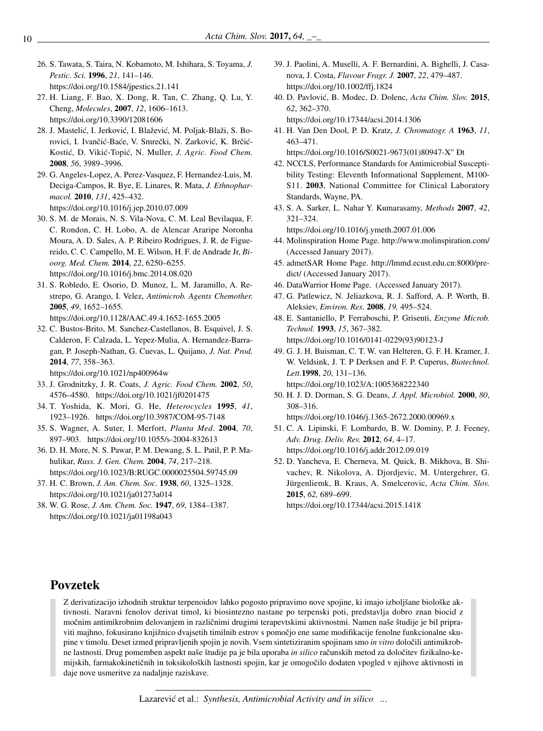26. S. Tawata, S. Taira, N. Kobamoto, M. Ishihara, S. Toyama, *J. Pestic. Sci.* **1996**, *21*, 141–146. https://doi.org/10.1584/jpestics.21.141
27. H. Liang, F. Bao, X. Dong, R. Tan, C. Zhang, Q. Lu, Y. Cheng, *Molecules*, **2007**, *12*, 1606–1613. https://doi.org/10.3390/12081606
28. J. Mastelić, I. Jerković, I. Blažević, M. Poljak-Blaži, S. Borovicì, I. Ivančić-Baće, V. Smrečki, N. Zarković, K. Brčić-Kostić, D. Vikić-Topić, N. Muller, *J. Agric. Food Chem.* **2008**, *56*, 3989–3996.
29. G. Angeles-Lopez, A. Perez-Vasquez, F. Hernandez-Luis, M. Deciga-Campos, R. Bye, E. Linares, R. Mata, *J. Ethnopharmacol.* **2010**, *131*, 425–432. https://doi.org/10.1016/j.jep.2010.07.009
30. S. M. de Morais, N. S. Vila-Nova, C. M. Leal Bevilaqua, F. C. Rondon, C. H. Lobo, A. de Alencar Araripe Noronha Moura, A. D. Sales, A. P. Ribeiro Rodrigues, J. R. de Figuereido, C. C. Campello, M. E. Wilson, H. F. de Andrade Jr, *Bioorg. Med. Chem.* **2014**, *22*, 6250–6255. https://doi.org/10.1016/j.bmc.2014.08.020
31. S. Robledo, E. Osorio, D. Munoz, L. M. Jaramillo, A. Restrepo, G. Arango, I. Velez, *Antimicrob. Agents Chemother.* **2005**, *49*, 1652–1655. https://doi.org/10.1128/AAC.49.4.1652-1655.2005
32. C. Bustos-Brito, M. Sanchez-Castellanos, B. Esquivel, J. S. Calderon, F. Calzada, L. Yepez-Mulia, A. Hernandez-Barragan, P. Joseph-Nathan, G. Cuevas, L. Quijano, *J. Nat. Prod.* **2014**, *77*, 358–363. https://doi.org/10.1021/np400964w
33. J. Grodnitzky, J. R. Coats, *J. Agric. Food Chem.* **2002**, *50*, 4576–4580. https://doi.org/10.1021/jf0201475
34. T. Yoshida, K. Mori, G. He, *Heterocycles* **1995**, *41*, 1923–1926. https://doi.org/10.3987/COM-95-7148
35. S. Wagner, A. Suter, I. Merfort, *Planta Med*. **2004**, *70*, 897–903. https://doi.org/10.1055/s-2004-832613
36. D. H. More, N. S. Pawar, P. M. Dewang, S. L. Patil, P. P. Mahulikar, *Russ. J. Gen. Chem.* **2004**, *74*, 217–218. https://doi.org/10.1023/B:RUGC.0000025504.59745.09
37. H. C. Brown, *J. Am. Chem. Soc.* **1938**, *60*, 1325–1328. https://doi.org/10.1021/ja01273a014
38. W. G. Rose, *J. Am. Chem. Soc.* **1947**, *69*, 1384–1387. https://doi.org/10.1021/ja01198a043
39. J. Paolini, A. Muselli, A. F. Bernardini, A. Bighelli, J. Casanova, J. Costa, *Flavour Fragr. J.* **2007**, *22*, 479–487. https://doi.org/10.1002/ffj.1824
40. D. Pavlović, B. Modec, D. Dolenc, *Acta Chim. Slov.* **2015**, *62*, 362–370. https://doi.org/10.17344/acsi.2014.1306
41. H. Van Den Dool, P. D. Kratz, *J. Chromatogr. A* **1963**, *11*, 463–471. https://doi.org/10.1016/S0021-9673(01)80947-X" Ðt
42. NCCLS, Performance Standards for Antimicrobial Susceptibility Testing: Eleventh Informational Supplement, M100-S11. **2003**, National Committee for Clinical Laboratory Standards, Wayne, PA.
43. S. A. Sarker, L. Nahar Y. Kumarasamy, *Methods* **2007**, *42*, 321–324. https://doi.org/10.1016/j.ymeth.2007.01.006
44. Molinspiration Home Page. http://www.molinspiration.com/ (Accessed January 2017).
45. admetSAR Home Page. http://lmmd.ecust.edu.cn:8000/predict/ (Accessed January 2017).
46. DataWarrior Home Page. (Accessed January 2017).
47. G. Patlewicz, N. Jeliazkova, R. J. Safford, A. P. Worth, B. Aleksiev, *Environ. Res*. **2008**, *19,* 495–524.
48. E. Santaniello, P. Ferraboschi, P. Grisenti, *Enzyme Microb. Technol.* **1993**, *15*, 367–382. https://doi.org/10.1016/0141-0229(93)90123-J
49. G. J. H. Buisman, C. T. W. van Helteren, G. F. H. Kramer, J. W. Veldsink, J. T. P Derksen and F. P. Cuperus, *Biotechnol. Lett.***1998**, *20*, 131–136. https://doi.org/10.1023/A:1005368222340
50. H. J. D. Dorman, S. G. Deans, *J. Appl. Microbiol.* **2000**, *80*, 308–316. https://doi.org/10.1046/j.1365-2672.2000.00969.x
51. C. A. Lipinski, F. Lombardo, B. W. Dominy, P. J. Feeney, *Adv. Drug. Deliv. Rev.* **2012**, *64*, 4–17. https://doi.org/10.1016/j.addr.2012.09.019
52. D. Yancheva, E. Cherneva, M. Quick, B. Mikhova, B. Shivachev, R. Nikolova, A. Djordjevic, M. Untergehrer, G. Jürgenliemk, B. Kraus, A. Smelcerovic, *Acta Chim. Slov.* **2015**, *62,* 689–699. https://doi.org/10.17344/acsi.2015.1418

## Povzetek

Z derivatizacijo izhodnih struktur terpenoidov lahko pogosto pripravimo nove spojine, ki imajo izboljšane biološke aktivnosti. Naravni fenolov derivat timol, ki biosintezno nastane po terpenski poti, predstavlja dobro znan biocid z močnim antimikrobnim delovanjem in različnimi drugimi terapevtskimi aktivnostmi. Namen naše študije je bil pripraviti majhno, fokusirano knjižnico dvajsetih timilnih estrov s pomočjo ene same modifikacije fenolne funkcionalne skupine v timolu. Deset izmed pripravljenih spojin je novih. Vsem sintetiziranim spojinam smo *in vitro* določili antimikrobne lastnosti. Drug pomemben aspekt naše študije pa je bila uporaba *in silico* računskih metod za določitev fizikalno-kemijskih, farmakokinetičnih in toksikoloških lastnosti spojin, kar je omogočilo dodaten vpogled v njihove aktivnosti in daje nove usmeritve za nadaljnje raziskave.